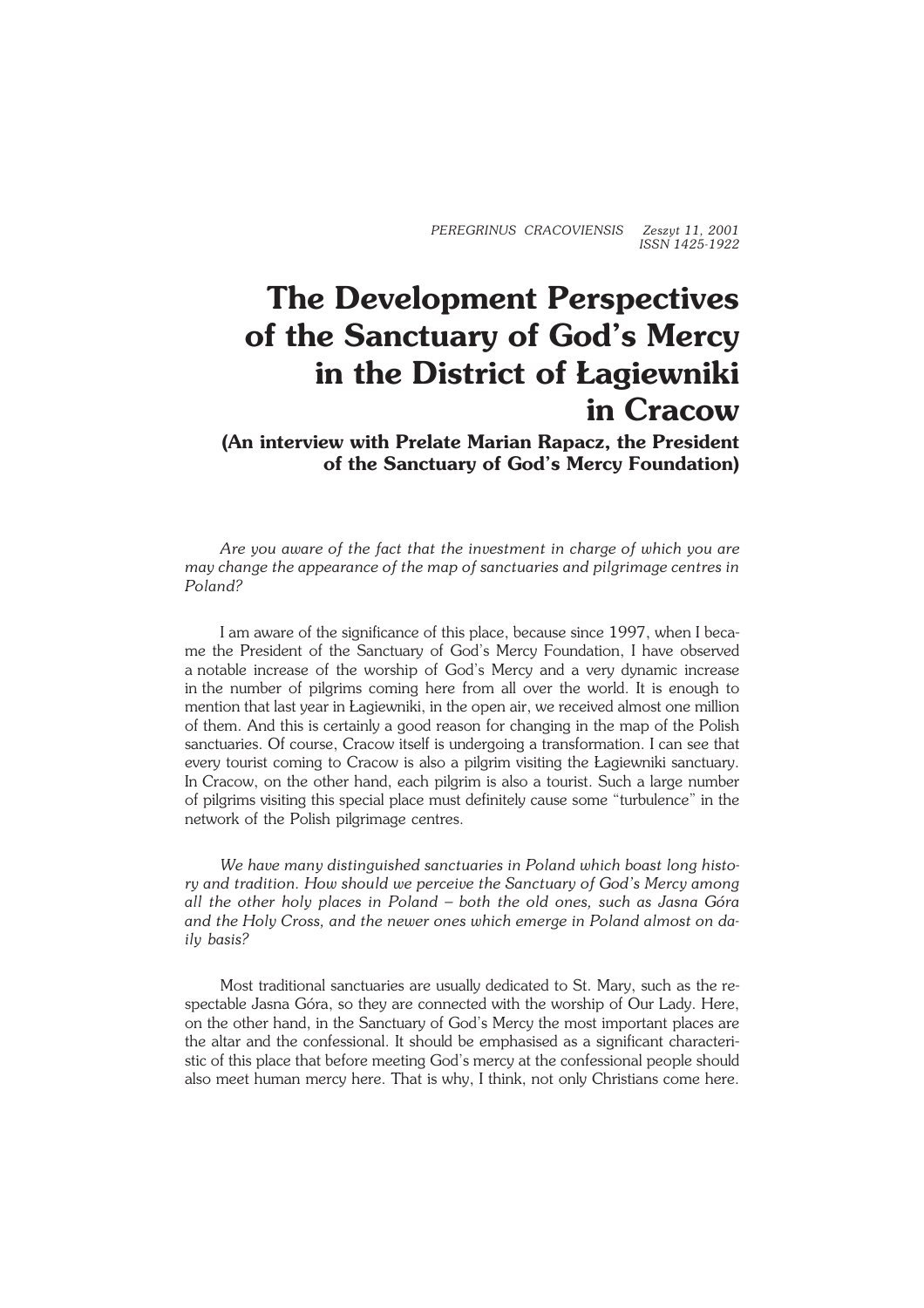# The Development Perspectives of the Sanctuary of God's Mercy in the District of Łagiewniki in Cracow

## (An interview with Prelate Marian Rapacz, the President of the Sanctuary of God's Mercy Foundation)

*Are you aware of the fact that the investment in charge of which you are may change the appearance of the map of sanctuaries and pilgrimage centres in Poland?*

I am aware of the significance of this place, because since 1997, when I became the President of the Sanctuary of God's Mercy Foundation, I have observed a notable increase of the worship of God's Mercy and a very dynamic increase in the number of pilgrims coming here from all over the world. It is enough to mention that last year in Łagiewniki, in the open air, we received almost one million of them. And this is certainly a good reason for changing in the map of the Polish sanctuaries. Of course, Cracow itself is undergoing a transformation. I can see that every tourist coming to Cracow is also a pilgrim visiting the Łagiewniki sanctuary. In Cracow, on the other hand, each pilgrim is also a tourist. Such a large number of pilgrims visiting this special place must definitely cause some "turbulence" in the network of the Polish pilgrimage centres.

*We have many distinguished sanctuaries in Poland which boast long history and tradition. How should we perceive the Sanctuary of God's Mercy among all the other holy places in Poland – both the old ones, such as Jasna Góra and the Holy Cross, and the newer ones which emerge in Poland almost on daily basis?*

Most traditional sanctuaries are usually dedicated to St. Mary, such as the respectable Jasna Góra, so they are connected with the worship of Our Lady. Here, on the other hand, in the Sanctuary of God's Mercy the most important places are the altar and the confessional. It should be emphasised as a significant characteristic of this place that before meeting God's mercy at the confessional people should also meet human mercy here. That is why, I think, not only Christians come here.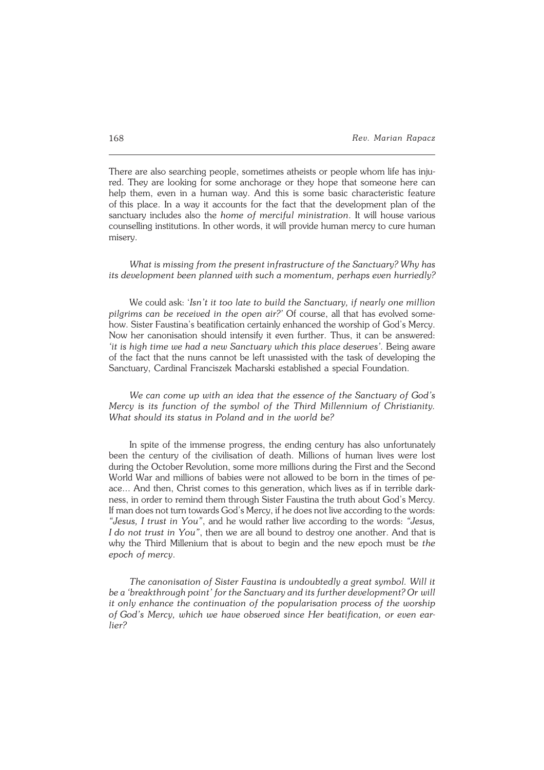There are also searching people, sometimes atheists or people whom life has injured. They are looking for some anchorage or they hope that someone here can help them, even in a human way. And this is some basic characteristic feature of this place. In a way it accounts for the fact that the development plan of the sanctuary includes also the *home of merciful ministration*. It will house various counselling institutions. In other words, it will provide human mercy to cure human misery.

*What is missing from the present infrastructure of the Sanctuary? Why has its development been planned with such a momentum, perhaps even hurriedly?*

We could ask: '*Isn't it too late to build the Sanctuary, if nearly one million pilgrims can be received in the open air?*' Of course, all that has evolved somehow. Sister Faustina's beatification certainly enhanced the worship of God's Mercy. Now her canonisation should intensify it even further. Thus, it can be answered: *'it is high time we had a new Sanctuary which this place deserves'*. Being aware of the fact that the nuns cannot be left unassisted with the task of developing the Sanctuary, Cardinal Franciszek Macharski established a special Foundation.

*We can come up with an idea that the essence of the Sanctuary of God's Mercy is its function of the symbol of the Third Millennium of Christianity. What should its status in Poland and in the world be?*

In spite of the immense progress, the ending century has also unfortunately been the century of the civilisation of death. Millions of human lives were lost during the October Revolution, some more millions during the First and the Second World War and millions of babies were not allowed to be born in the times of peace... And then, Christ comes to this generation, which lives as if in terrible darkness, in order to remind them through Sister Faustina the truth about God's Mercy. If man does not turn towards God's Mercy, if he does not live according to the words: *"Jesus, I trust in You"*, and he would rather live according to the words: *"Jesus, I do not trust in You"*, then we are all bound to destroy one another. And that is why the Third Millenium that is about to begin and the new epoch must be *the epoch of mercy*.

*The canonisation of Sister Faustina is undoubtedly a great symbol. Will it be a 'breakthrough point' for the Sanctuary and its further development? Or will it only enhance the continuation of the popularisation process of the worship of God's Mercy, which we have observed since Her beatification, or even earlier?*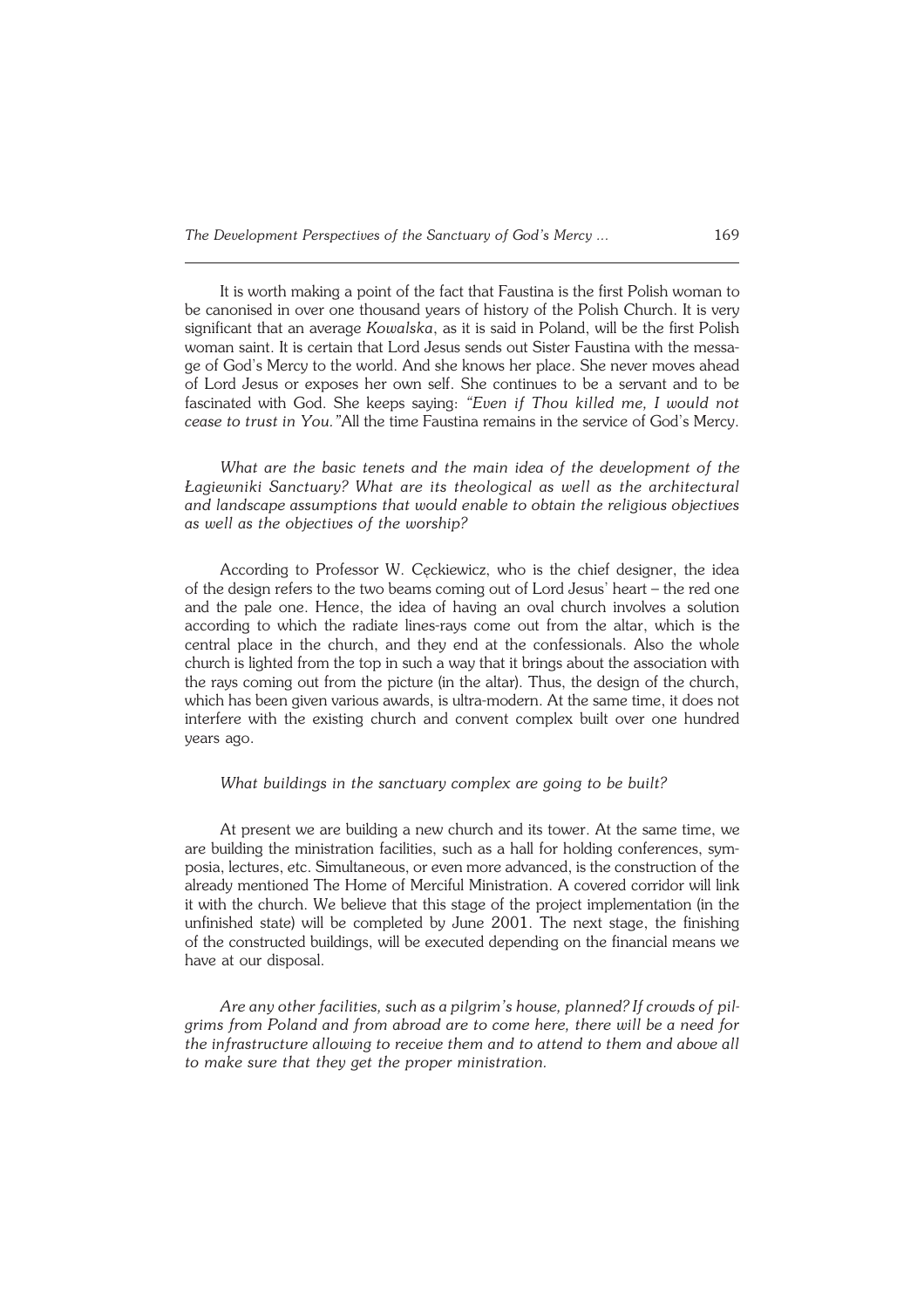It is worth making a point of the fact that Faustina is the first Polish woman to be canonised in over one thousand years of history of the Polish Church. It is very significant that an average *Kowalska*, as it is said in Poland, will be the first Polish woman saint. It is certain that Lord Jesus sends out Sister Faustina with the message of God's Mercy to the world. And she knows her place. She never moves ahead of Lord Jesus or exposes her own self. She continues to be a servant and to be fascinated with God. She keeps saying: *"Even if Thou killed me, I would not cease to trust in You."* All the time Faustina remains in the service of God's Mercy.

*What are the basic tenets and the main idea of the development of the Łagiewniki Sanctuary? What are its theological as well as the architectural and landscape assumptions that would enable to obtain the religious objectives as well as the objectives of the worship?*

According to Professor W. Cęckiewicz, who is the chief designer, the idea of the design refers to the two beams coming out of Lord Jesus' heart – the red one and the pale one. Hence, the idea of having an oval church involves a solution according to which the radiate lines-rays come out from the altar, which is the central place in the church, and they end at the confessionals. Also the whole church is lighted from the top in such a way that it brings about the association with the rays coming out from the picture (in the altar). Thus, the design of the church, which has been given various awards, is ultra-modern. At the same time, it does not interfere with the existing church and convent complex built over one hundred years ago.

*What buildings in the sanctuary complex are going to be built?*

At present we are building a new church and its tower. At the same time, we are building the ministration facilities, such as a hall for holding conferences, symposia, lectures, etc. Simultaneous, or even more advanced, is the construction of the already mentioned The Home of Merciful Ministration. A covered corridor will link it with the church. We believe that this stage of the project implementation (in the unfinished state) will be completed by June 2001. The next stage, the finishing of the constructed buildings, will be executed depending on the financial means we have at our disposal.

*Are any other facilities, such as a pilgrim's house, planned? If crowds of pilgrims from Poland and from abroad are to come here, there will be a need for the infrastructure allowing to receive them and to attend to them and above all to make sure that they get the proper ministration.*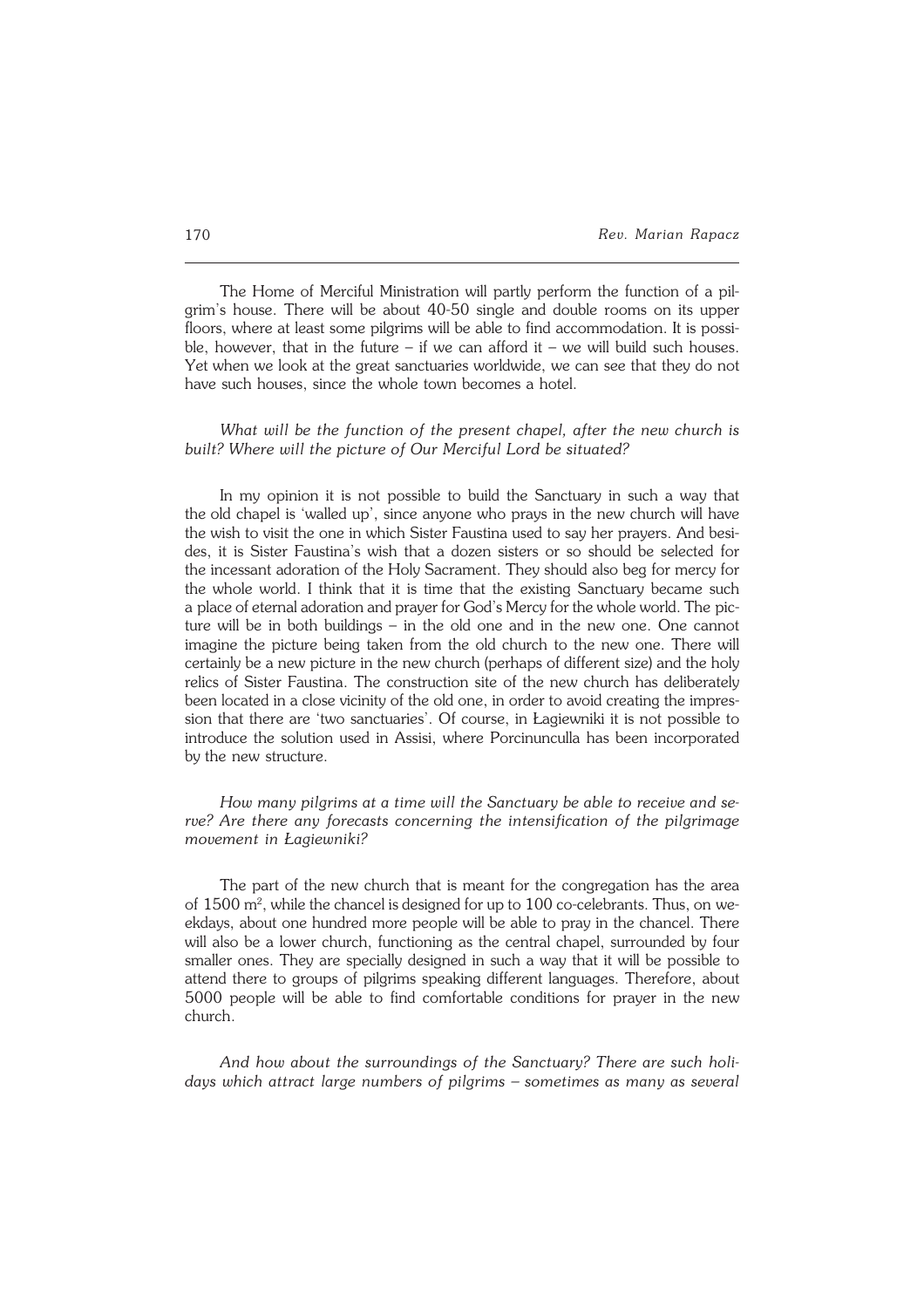The Home of Merciful Ministration will partly perform the function of a pilgrim's house. There will be about 40-50 single and double rooms on its upper floors, where at least some pilgrims will be able to find accommodation. It is possible, however, that in the future – if we can afford it – we will build such houses. Yet when we look at the great sanctuaries worldwide, we can see that they do not have such houses, since the whole town becomes a hotel.

*What will be the function of the present chapel, after the new church is built? Where will the picture of Our Merciful Lord be situated?*

In my opinion it is not possible to build the Sanctuary in such a way that the old chapel is 'walled up', since anyone who prays in the new church will have the wish to visit the one in which Sister Faustina used to say her prayers. And besides, it is Sister Faustina's wish that a dozen sisters or so should be selected for the incessant adoration of the Holy Sacrament. They should also beg for mercy for the whole world. I think that it is time that the existing Sanctuary became such a place of eternal adoration and prayer for God's Mercy for the whole world. The picture will be in both buildings – in the old one and in the new one. One cannot imagine the picture being taken from the old church to the new one. There will certainly be a new picture in the new church (perhaps of different size) and the holy relics of Sister Faustina. The construction site of the new church has deliberately been located in a close vicinity of the old one, in order to avoid creating the impression that there are 'two sanctuaries'. Of course, in Łagiewniki it is not possible to introduce the solution used in Assisi, where Porcinunculla has been incorporated by the new structure.

*How many pilgrims at a time will the Sanctuary be able to receive and serve? Are there any forecasts concerning the intensification of the pilgrimage movement in Łagiewniki?*

The part of the new church that is meant for the congregation has the area of 1500 m$^2$, while the chancel is designed for up to 100 co-celebrants. Thus, on weekdays, about one hundred more people will be able to pray in the chancel. There will also be a lower church, functioning as the central chapel, surrounded by four smaller ones. They are specially designed in such a way that it will be possible to attend there to groups of pilgrims speaking different languages. Therefore, about 5000 people will be able to find comfortable conditions for prayer in the new church.

*And how about the surroundings of the Sanctuary? There are such holidays which attract large numbers of pilgrims – sometimes as many as several*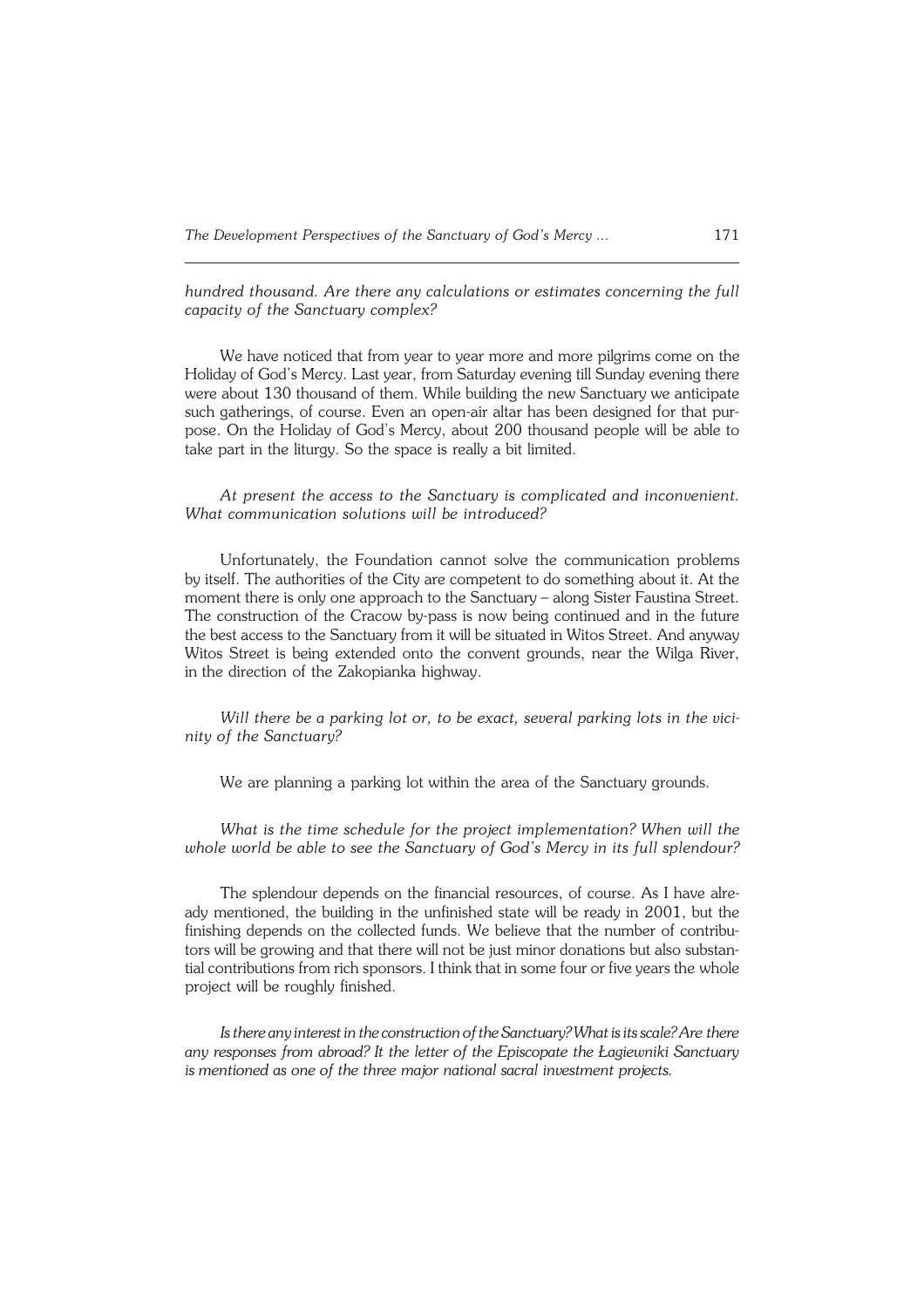*hundred thousand. Are there any calculations or estimates concerning the full capacity of the Sanctuary complex?*

We have noticed that from year to year more and more pilgrims come on the Holiday of God's Mercy. Last year, from Saturday evening till Sunday evening there were about 130 thousand of them. While building the new Sanctuary we anticipate such gatherings, of course. Even an open-air altar has been designed for that purpose. On the Holiday of God's Mercy, about 200 thousand people will be able to take part in the liturgy. So the space is really a bit limited.

*At present the access to the Sanctuary is complicated and inconvenient. What communication solutions will be introduced?*

Unfortunately, the Foundation cannot solve the communication problems by itself. The authorities of the City are competent to do something about it. At the moment there is only one approach to the Sanctuary – along Sister Faustina Street. The construction of the Cracow by-pass is now being continued and in the future the best access to the Sanctuary from it will be situated in Witos Street. And anyway Witos Street is being extended onto the convent grounds, near the Wilga River, in the direction of the Zakopianka highway.

*Will there be a parking lot or, to be exact, several parking lots in the vicinity of the Sanctuary?*

We are planning a parking lot within the area of the Sanctuary grounds.

*What is the time schedule for the project implementation? When will the whole world be able to see the Sanctuary of God's Mercy in its full splendour?*

The splendour depends on the financial resources, of course. As I have already mentioned, the building in the unfinished state will be ready in 2001, but the finishing depends on the collected funds. We believe that the number of contributors will be growing and that there will not be just minor donations but also substantial contributions from rich sponsors. I think that in some four or five years the whole project will be roughly finished.

*Is there any interest in the construction of the Sanctuary? What is its scale? Are there any responses from abroad? It the letter of the Episcopate the Łagiewniki Sanctuary is mentioned as one of the three major national sacral investment projects.*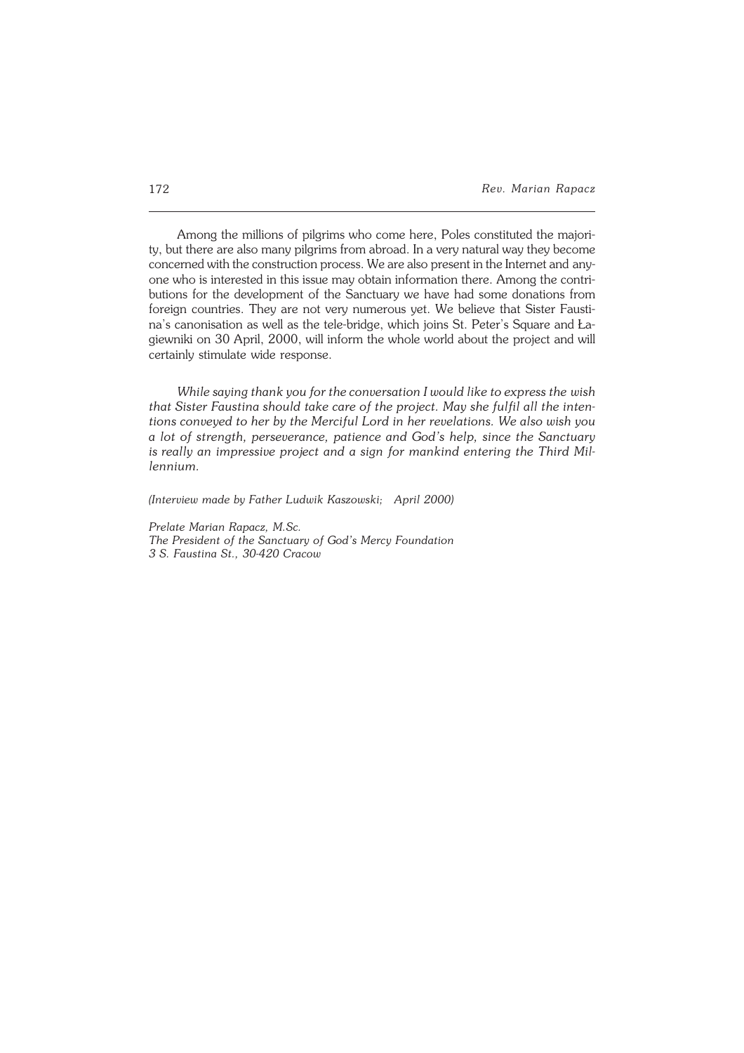Among the millions of pilgrims who come here, Poles constituted the majority, but there are also many pilgrims from abroad. In a very natural way they become concerned with the construction process. We are also present in the Internet and anyone who is interested in this issue may obtain information there. Among the contributions for the development of the Sanctuary we have had some donations from foreign countries. They are not very numerous yet. We believe that Sister Faustina's canonisation as well as the tele-bridge, which joins St. Peter's Square and Łagiewniki on 30 April, 2000, will inform the whole world about the project and will certainly stimulate wide response.

*While saying thank you for the conversation I would like to express the wish that Sister Faustina should take care of the project. May she fulfil all the intentions conveyed to her by the Merciful Lord in her revelations. We also wish you a lot of strength, perseverance, patience and God's help, since the Sanctuary is really an impressive project and a sign for mankind entering the Third Millennium.*

*(Interview made by Father Ludwik Kaszowski; April 2000)*

*Prelate Marian Rapacz, M.Sc.*
*The President of the Sanctuary of God's Mercy Foundation*
*3 S. Faustina St., 30-420 Cracow*